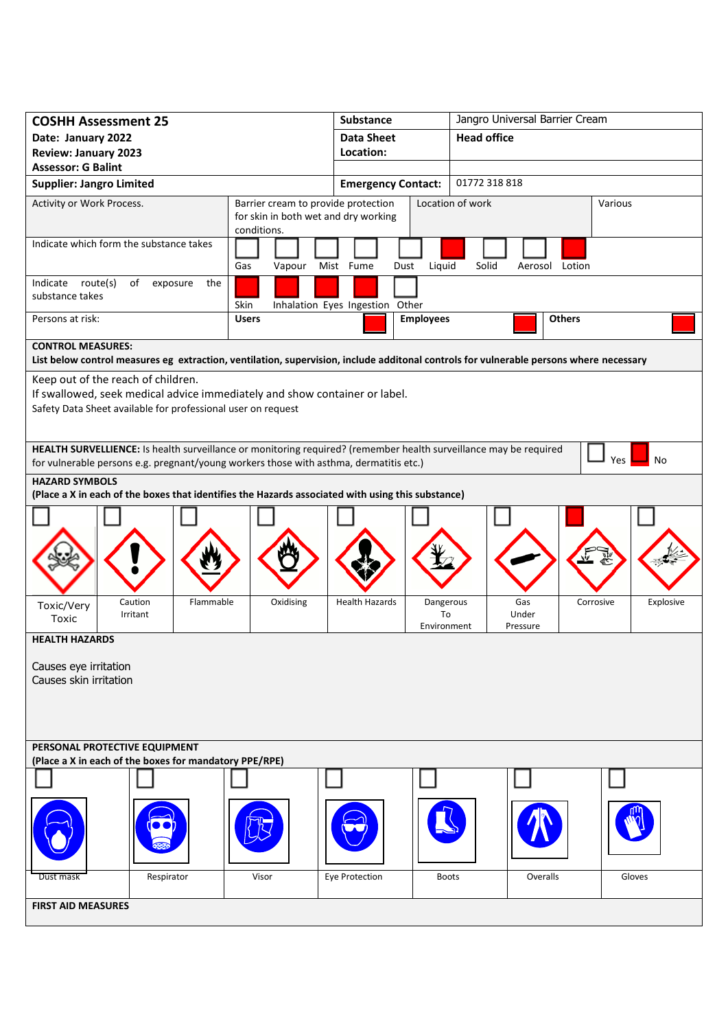| **COSHH Assessment 25** | **Substance** | Jangro Universal Barrier Cream |
|---|---|---|
| **Date: January 2022** **Review: January 2023** **Assessor: G Balint** | **Data Sheet Location:** | **Head office** |
| **Supplier: Jangro Limited** | **Emergency Contact:** | 01772 318 818 |

| Activity or Work Process. | Barrier cream to provide protection for skin in both wet and dry working conditions. | Location of work | Various |
|---|---|---|---|

**Indicate which form the substance takes**

| Gas | Vapour | Mist | Fume | Dust | Liquid | Solid | Aerosol | Lotion |
|---|---|---|---|---|---|---|---|---|
| | | | | | X | | | X |

**Indicate route(s) of exposure the substance takes**

| Skin | Inhalation | Eyes | Ingestion | Other |
|---|---|---|---|---|
| X | X | X | X | |

**Persons at risk:**

| Users | Employees | Others |
|---|---|---|
| X | X | X |

**CONTROL MEASURES:**
**List below control measures eg extraction, ventilation, supervision, include additonal controls for vulnerable persons where necessary**

Keep out of the reach of children.
If swallowed, seek medical advice immediately and show container or label.
Safety Data Sheet available for professional user on request

**HEALTH SURVELLIENCE:** Is health surveillance or monitoring required? (remember health surveillance may be required for vulnerable persons e.g. pregnant/young workers those with asthma, dermatitis etc.)

| Yes | No |
|---|---|
| | X |

**HAZARD SYMBOLS**
**(Place a X in each of the boxes that identifies the Hazards associated with using this substance)**

| Toxic/Very Toxic | Caution Irritant | Flammable | Oxidising | Health Hazards | Dangerous To Environment | Gas Under Pressure | Corrosive | Explosive |
|---|---|---|---|---|---|---|---|---|
| | | | | | | | X | |

**HEALTH HAZARDS**

Causes eye irritation
Causes skin irritation

**PERSONAL PROTECTIVE EQUIPMENT**
**(Place a X in each of the boxes for mandatory PPE/RPE)**

| Dust mask | Respirator | Visor | Eye Protection | Boots | Overalls | Gloves |
|---|---|---|---|---|---|---|
| | | | | | | |

**FIRST AID MEASURES**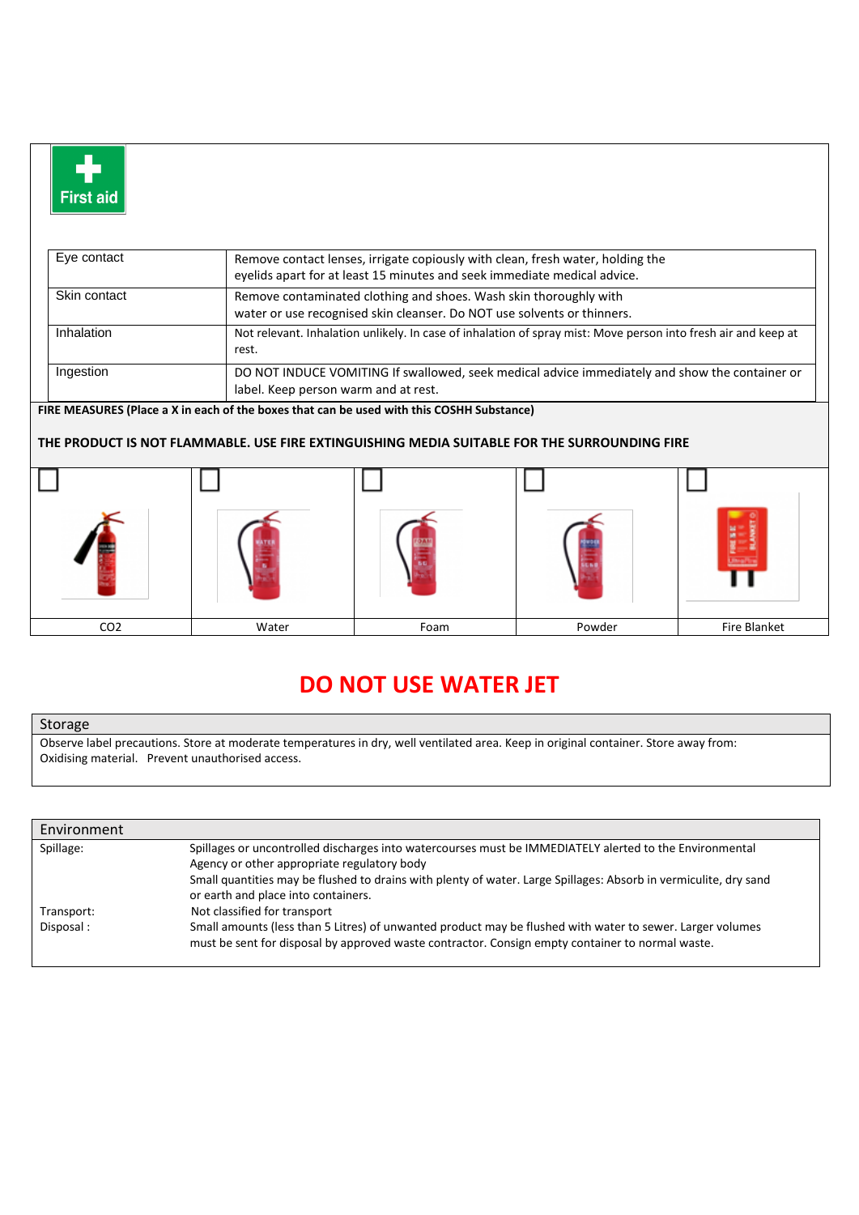First aid

| | |
|---|---|
| Eye contact | Remove contact lenses, irrigate copiously with clean, fresh water, holding the eyelids apart for at least 15 minutes and seek immediate medical advice. |
| Skin contact | Remove contaminated clothing and shoes. Wash skin thoroughly with water or use recognised skin cleanser. Do NOT use solvents or thinners. |
| Inhalation | Not relevant. Inhalation unlikely. In case of inhalation of spray mist: Move person into fresh air and keep at rest. |
| Ingestion | DO NOT INDUCE VOMITING If swallowed, seek medical advice immediately and show the container or label. Keep person warm and at rest. |

**FIRE MEASURES (Place a X in each of the boxes that can be used with this COSHH Substance)**

**THE PRODUCT IS NOT FLAMMABLE. USE FIRE EXTINGUISHING MEDIA SUITABLE FOR THE SURROUNDING FIRE**

| ☐ | ☐ | ☐ | ☐ | ☐ |
|---|---|---|---|---|
| $CO_2$ | Water | Foam | Powder | Fire Blanket |

## DO NOT USE WATER JET

| Storage |
|---|
| Observe label precautions. Store at moderate temperatures in dry, well ventilated area. Keep in original container. Store away from: Oxidising material. Prevent unauthorised access. |

| Environment | |
|---|---|
| Spillage: | Spillages or uncontrolled discharges into watercourses must be IMMEDIATELY alerted to the Environmental Agency or other appropriate regulatory body<br>Small quantities may be flushed to drains with plenty of water. Large Spillages: Absorb in vermiculite, dry sand or earth and place into containers. |
| Transport: | Not classified for transport |
| Disposal : | Small amounts (less than 5 Litres) of unwanted product may be flushed with water to sewer. Larger volumes must be sent for disposal by approved waste contractor. Consign empty container to normal waste. |